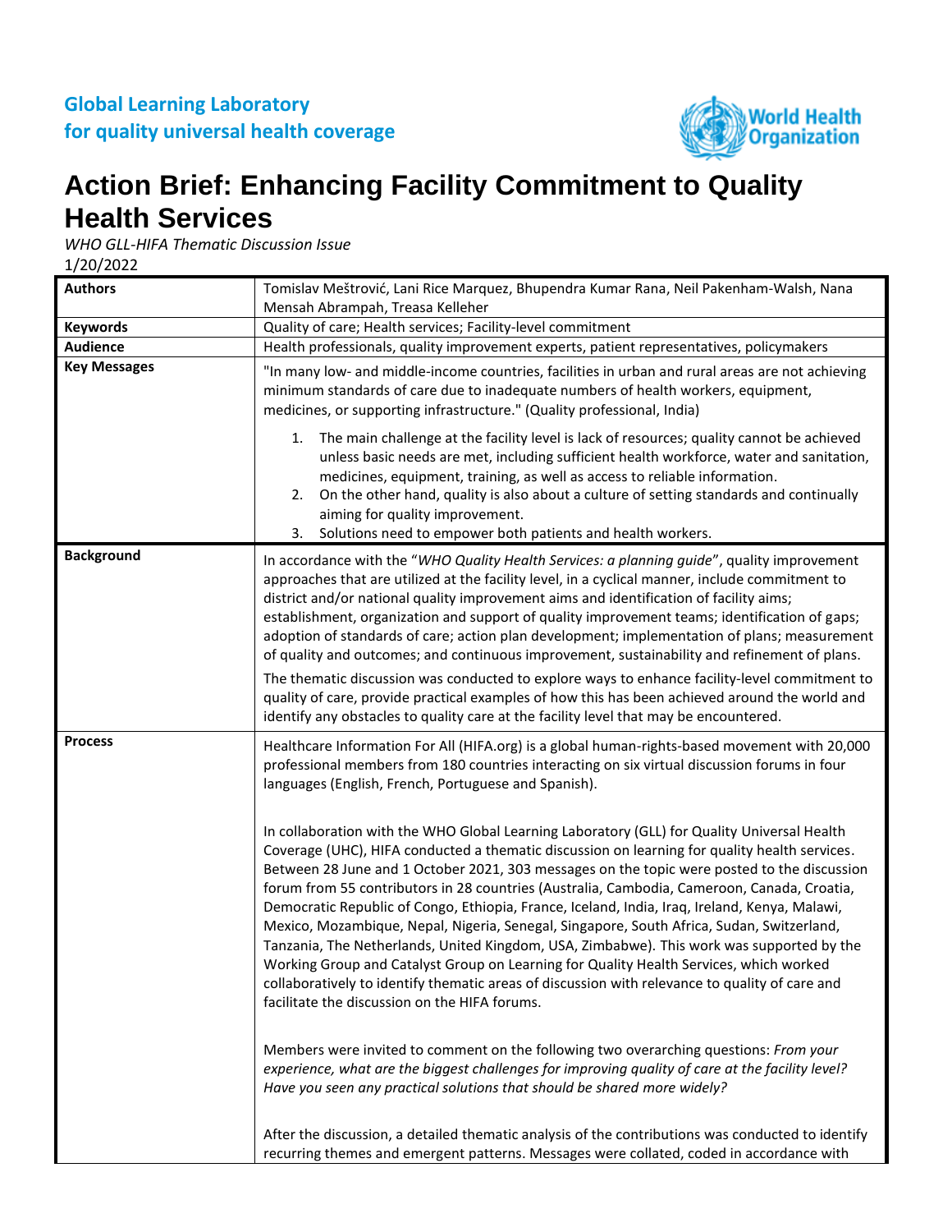**Global Learning Laboratory**
**for quality universal health coverage**

# Action Brief: Enhancing Facility Commitment to Quality Health Services

*WHO GLL-HIFA Thematic Discussion Issue*

1/20/2022

| | |
|---|---|
| **Authors** | Tomislav Meštrović, Lani Rice Marquez, Bhupendra Kumar Rana, Neil Pakenham-Walsh, Nana Mensah Abrampah, Treasa Kelleher |
| **Keywords** | Quality of care; Health services; Facility-level commitment |
| **Audience** | Health professionals, quality improvement experts, patient representatives, policymakers |
| **Key Messages** | "In many low- and middle-income countries, facilities in urban and rural areas are not achieving minimum standards of care due to inadequate numbers of health workers, equipment, medicines, or supporting infrastructure." (Quality professional, India)<br><br>1. The main challenge at the facility level is lack of resources; quality cannot be achieved unless basic needs are met, including sufficient health workforce, water and sanitation, medicines, equipment, training, as well as access to reliable information.<br>2. On the other hand, quality is also about a culture of setting standards and continually aiming for quality improvement.<br>3. Solutions need to empower both patients and health workers. |
| **Background** | In accordance with the "*WHO Quality Health Services: a planning guide*", quality improvement approaches that are utilized at the facility level, in a cyclical manner, include commitment to district and/or national quality improvement aims and identification of facility aims; establishment, organization and support of quality improvement teams; identification of gaps; adoption of standards of care; action plan development; implementation of plans; measurement of quality and outcomes; and continuous improvement, sustainability and refinement of plans.<br><br>The thematic discussion was conducted to explore ways to enhance facility-level commitment to quality of care, provide practical examples of how this has been achieved around the world and identify any obstacles to quality care at the facility level that may be encountered. |
| **Process** | Healthcare Information For All (HIFA.org) is a global human-rights-based movement with 20,000 professional members from 180 countries interacting on six virtual discussion forums in four languages (English, French, Portuguese and Spanish).<br><br>In collaboration with the WHO Global Learning Laboratory (GLL) for Quality Universal Health Coverage (UHC), HIFA conducted a thematic discussion on learning for quality health services. Between 28 June and 1 October 2021, 303 messages on the topic were posted to the discussion forum from 55 contributors in 28 countries (Australia, Cambodia, Cameroon, Canada, Croatia, Democratic Republic of Congo, Ethiopia, France, Iceland, India, Iraq, Ireland, Kenya, Malawi, Mexico, Mozambique, Nepal, Nigeria, Senegal, Singapore, South Africa, Sudan, Switzerland, Tanzania, The Netherlands, United Kingdom, USA, Zimbabwe). This work was supported by the Working Group and Catalyst Group on Learning for Quality Health Services, which worked collaboratively to identify thematic areas of discussion with relevance to quality of care and facilitate the discussion on the HIFA forums.<br><br>Members were invited to comment on the following two overarching questions: *From your experience, what are the biggest challenges for improving quality of care at the facility level? Have you seen any practical solutions that should be shared more widely?*<br><br>After the discussion, a detailed thematic analysis of the contributions was conducted to identify recurring themes and emergent patterns. Messages were collated, coded in accordance with |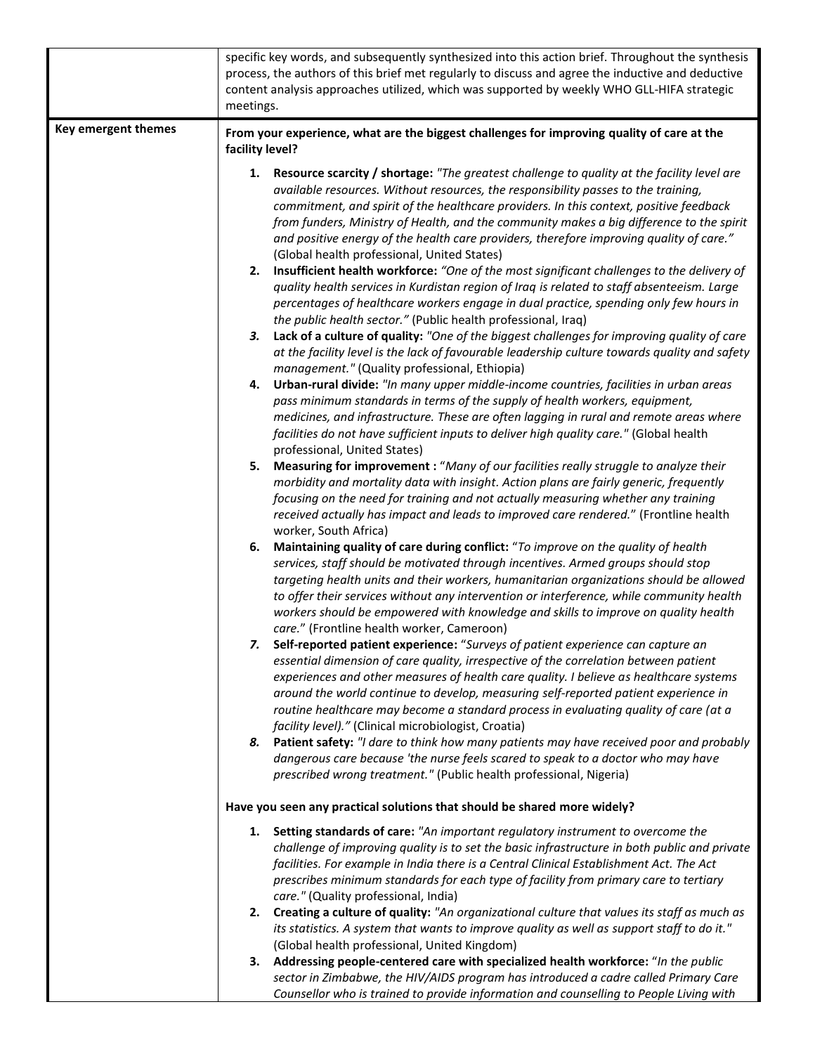| | |
|---|---|
| | specific key words, and subsequently synthesized into this action brief. Throughout the synthesis process, the authors of this brief met regularly to discuss and agree the inductive and deductive content analysis approaches utilized, which was supported by weekly WHO GLL-HIFA strategic meetings. |
| **Key emergent themes** | **From your experience, what are the biggest challenges for improving quality of care at the facility level?**<br><br>1. **Resource scarcity / shortage:** *"The greatest challenge to quality at the facility level are available resources. Without resources, the responsibility passes to the training, commitment, and spirit of the healthcare providers. In this context, positive feedback from funders, Ministry of Health, and the community makes a big difference to the spirit and positive energy of the health care providers, therefore improving quality of care."* (Global health professional, United States)<br>2. **Insufficient health workforce:** *"One of the most significant challenges to the delivery of quality health services in Kurdistan region of Iraq is related to staff absenteeism. Large percentages of healthcare workers engage in dual practice, spending only few hours in the public health sector."* (Public health professional, Iraq)<br>3. **Lack of a culture of quality:** *"One of the biggest challenges for improving quality of care at the facility level is the lack of favourable leadership culture towards quality and safety management."* (Quality professional, Ethiopia)<br>4. **Urban-rural divide:** *"In many upper middle-income countries, facilities in urban areas pass minimum standards in terms of the supply of health workers, equipment, medicines, and infrastructure. These are often lagging in rural and remote areas where facilities do not have sufficient inputs to deliver high quality care."* (Global health professional, United States)<br>5. **Measuring for improvement :** "*Many of our facilities really struggle to analyze their morbidity and mortality data with insight. Action plans are fairly generic, frequently focusing on the need for training and not actually measuring whether any training received actually has impact and leads to improved care rendered.*" (Frontline health worker, South Africa)<br>6. **Maintaining quality of care during conflict:** "*To improve on the quality of health services, staff should be motivated through incentives. Armed groups should stop targeting health units and their workers, humanitarian organizations should be allowed to offer their services without any intervention or interference, while community health workers should be empowered with knowledge and skills to improve on quality health care.*" (Frontline health worker, Cameroon)<br>7. **Self-reported patient experience:** "*Surveys of patient experience can capture an essential dimension of care quality, irrespective of the correlation between patient experiences and other measures of health care quality. I believe as healthcare systems around the world continue to develop, measuring self-reported patient experience in routine healthcare may become a standard process in evaluating quality of care (at a facility level).*" (Clinical microbiologist, Croatia)<br>8. **Patient safety:** *"I dare to think how many patients may have received poor and probably dangerous care because 'the nurse feels scared to speak to a doctor who may have prescribed wrong treatment."* (Public health professional, Nigeria)<br><br>**Have you seen any practical solutions that should be shared more widely?**<br><br>1. **Setting standards of care:** *"An important regulatory instrument to overcome the challenge of improving quality is to set the basic infrastructure in both public and private facilities. For example in India there is a Central Clinical Establishment Act. The Act prescribes minimum standards for each type of facility from primary care to tertiary care."* (Quality professional, India)<br>2. **Creating a culture of quality:** *"An organizational culture that values its staff as much as its statistics. A system that wants to improve quality as well as support staff to do it."* (Global health professional, United Kingdom)<br>3. **Addressing people-centered care with specialized health workforce:** "*In the public sector in Zimbabwe, the HIV/AIDS program has introduced a cadre called Primary Care Counsellor who is trained to provide information and counselling to People Living with* |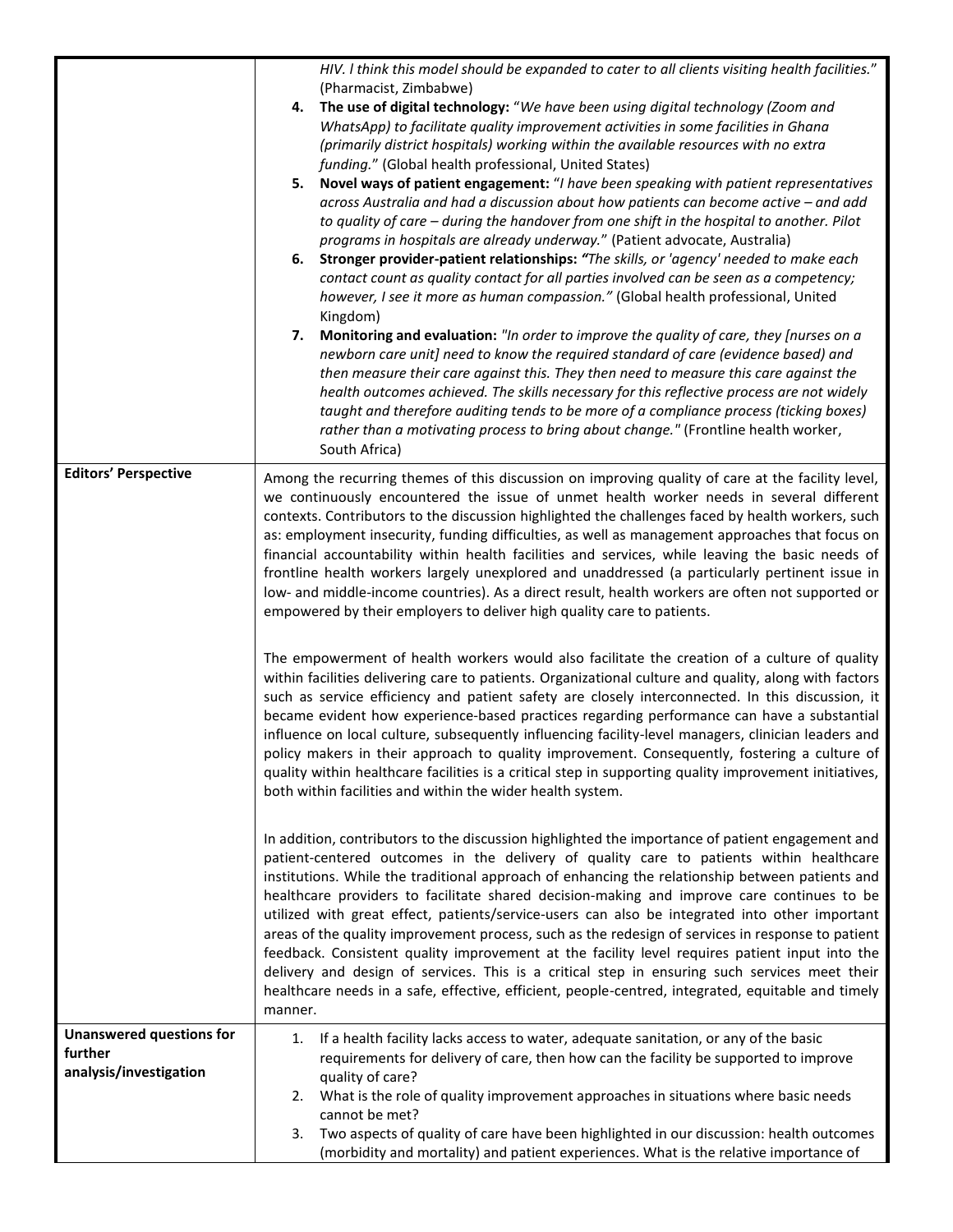| | |
|---|---|
| | *HIV. I think this model should be expanded to cater to all clients visiting health facilities.*" (Pharmacist, Zimbabwe)<br>4. **The use of digital technology:** "*We have been using digital technology (Zoom and WhatsApp) to facilitate quality improvement activities in some facilities in Ghana (primarily district hospitals) working within the available resources with no extra funding.*" (Global health professional, United States)<br>5. **Novel ways of patient engagement:** "*I have been speaking with patient representatives across Australia and had a discussion about how patients can become active – and add to quality of care – during the handover from one shift in the hospital to another. Pilot programs in hospitals are already underway.*" (Patient advocate, Australia)<br>6. **Stronger provider-patient relationships:** *"The skills, or 'agency' needed to make each contact count as quality contact for all parties involved can be seen as a competency; however, I see it more as human compassion."* (Global health professional, United Kingdom)<br>7. **Monitoring and evaluation:** *"In order to improve the quality of care, they [nurses on a newborn care unit] need to know the required standard of care (evidence based) and then measure their care against this. They then need to measure this care against the health outcomes achieved. The skills necessary for this reflective process are not widely taught and therefore auditing tends to be more of a compliance process (ticking boxes) rather than a motivating process to bring about change."* (Frontline health worker, South Africa) |
| **Editors' Perspective** | Among the recurring themes of this discussion on improving quality of care at the facility level, we continuously encountered the issue of unmet health worker needs in several different contexts. Contributors to the discussion highlighted the challenges faced by health workers, such as: employment insecurity, funding difficulties, as well as management approaches that focus on financial accountability within health facilities and services, while leaving the basic needs of frontline health workers largely unexplored and unaddressed (a particularly pertinent issue in low- and middle-income countries). As a direct result, health workers are often not supported or empowered by their employers to deliver high quality care to patients.<br><br>The empowerment of health workers would also facilitate the creation of a culture of quality within facilities delivering care to patients. Organizational culture and quality, along with factors such as service efficiency and patient safety are closely interconnected. In this discussion, it became evident how experience-based practices regarding performance can have a substantial influence on local culture, subsequently influencing facility-level managers, clinician leaders and policy makers in their approach to quality improvement. Consequently, fostering a culture of quality within healthcare facilities is a critical step in supporting quality improvement initiatives, both within facilities and within the wider health system.<br><br>In addition, contributors to the discussion highlighted the importance of patient engagement and patient-centered outcomes in the delivery of quality care to patients within healthcare institutions. While the traditional approach of enhancing the relationship between patients and healthcare providers to facilitate shared decision-making and improve care continues to be utilized with great effect, patients/service-users can also be integrated into other important areas of the quality improvement process, such as the redesign of services in response to patient feedback. Consistent quality improvement at the facility level requires patient input into the delivery and design of services. This is a critical step in ensuring such services meet their healthcare needs in a safe, effective, efficient, people-centred, integrated, equitable and timely manner. |
| **Unanswered questions for further analysis/investigation** | 1. If a health facility lacks access to water, adequate sanitation, or any of the basic requirements for delivery of care, then how can the facility be supported to improve quality of care?<br>2. What is the role of quality improvement approaches in situations where basic needs cannot be met?<br>3. Two aspects of quality of care have been highlighted in our discussion: health outcomes (morbidity and mortality) and patient experiences. What is the relative importance of |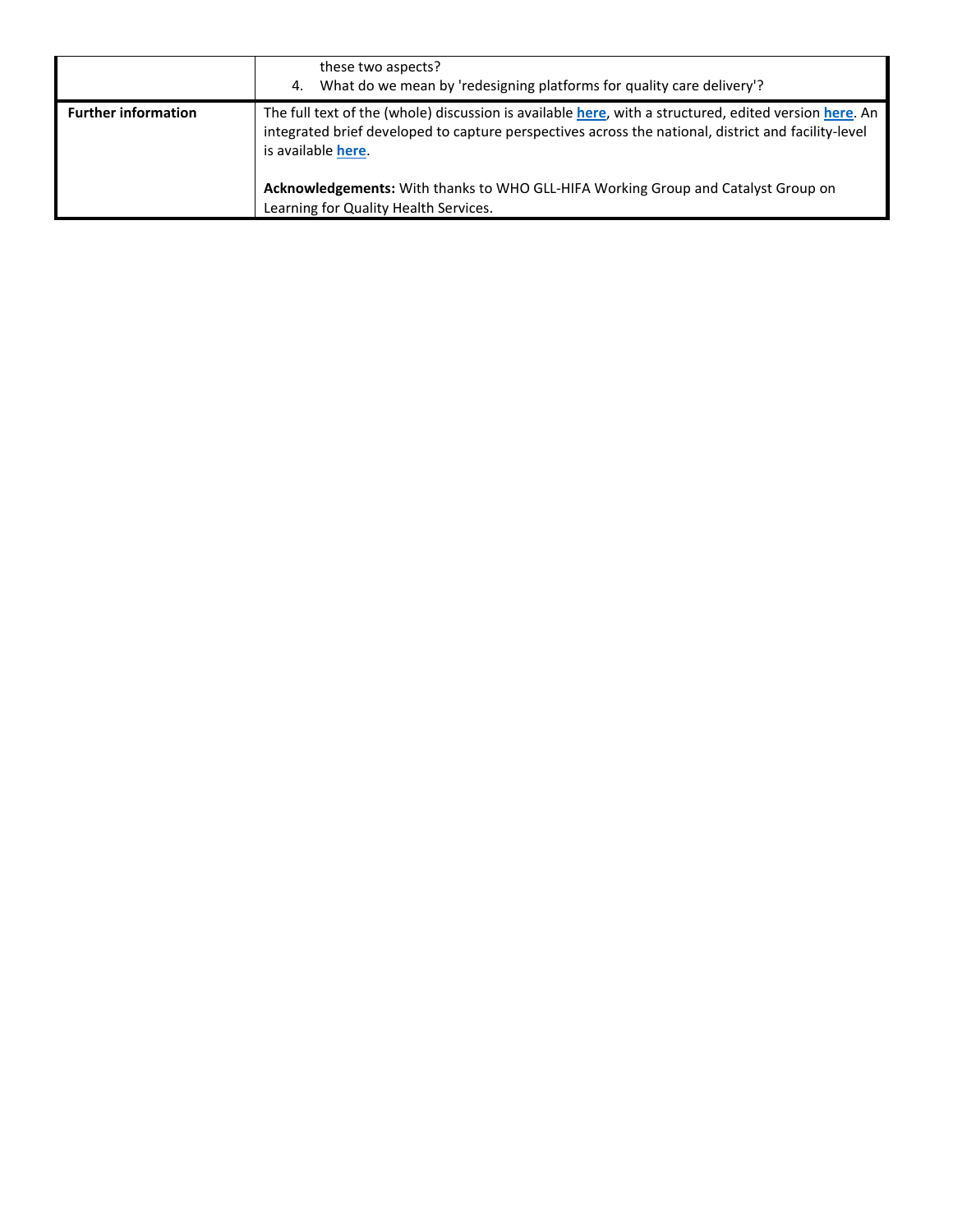| | |
|---|---|
| | these two aspects?<br>4. What do we mean by 'redesigning platforms for quality care delivery'? |
| **Further information** | The full text of the (whole) discussion is available **here**, with a structured, edited version **here**. An integrated brief developed to capture perspectives across the national, district and facility-level is available **here**.<br><br>**Acknowledgements:** With thanks to WHO GLL-HIFA Working Group and Catalyst Group on Learning for Quality Health Services. |